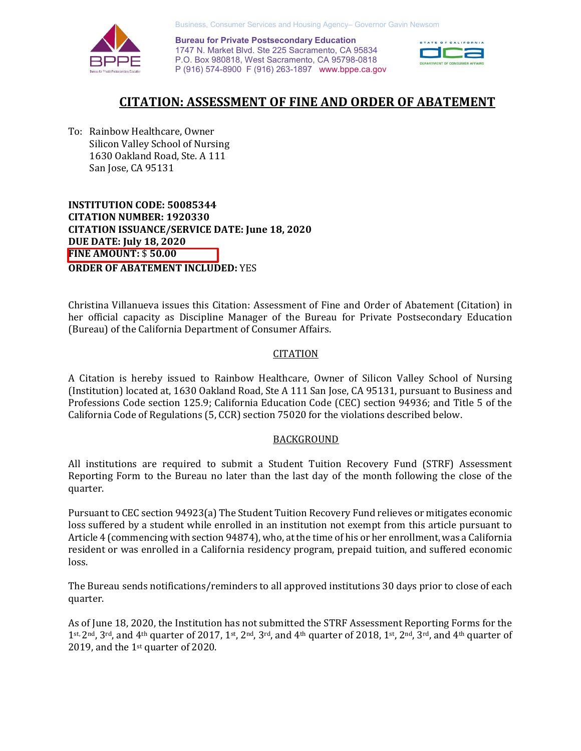Business, Consumer Services and Housing Agency– Governor Gavin Newsom

**Bureau for Private Postsecondary Education**
1747 N. Market Blvd. Ste 225 Sacramento, CA 95834
P.O. Box 980818, West Sacramento, CA 95798-0818
P (916) 574-8900 F (916) 263-1897 www.bppe.ca.gov

# CITATION: ASSESSMENT OF FINE AND ORDER OF ABATEMENT

To: Rainbow Healthcare, Owner
Silicon Valley School of Nursing
1630 Oakland Road, Ste. A 111
San Jose, CA 95131

**INSTITUTION CODE: 50085344**
**CITATION NUMBER: 1920330**
**CITATION ISSUANCE/SERVICE DATE: June 18, 2020**
**DUE DATE: July 18, 2020**
**FINE AMOUNT:** $ **50.00**
**ORDER OF ABATEMENT INCLUDED:** YES

Christina Villanueva issues this Citation: Assessment of Fine and Order of Abatement (Citation) in her official capacity as Discipline Manager of the Bureau for Private Postsecondary Education (Bureau) of the California Department of Consumer Affairs.

## CITATION

A Citation is hereby issued to Rainbow Healthcare, Owner of Silicon Valley School of Nursing (Institution) located at, 1630 Oakland Road, Ste A 111 San Jose, CA 95131, pursuant to Business and Professions Code section 125.9; California Education Code (CEC) section 94936; and Title 5 of the California Code of Regulations (5, CCR) section 75020 for the violations described below.

## BACKGROUND

All institutions are required to submit a Student Tuition Recovery Fund (STRF) Assessment Reporting Form to the Bureau no later than the last day of the month following the close of the quarter.

Pursuant to CEC section 94923(a) The Student Tuition Recovery Fund relieves or mitigates economic loss suffered by a student while enrolled in an institution not exempt from this article pursuant to Article 4 (commencing with section 94874), who, at the time of his or her enrollment, was a California resident or was enrolled in a California residency program, prepaid tuition, and suffered economic loss.

The Bureau sends notifications/reminders to all approved institutions 30 days prior to close of each quarter.

As of June 18, 2020, the Institution has not submitted the STRF Assessment Reporting Forms for the 1st, 2nd, 3rd, and 4th quarter of 2017, 1st, 2nd, 3rd, and 4th quarter of 2018, 1st, 2nd, 3rd, and 4th quarter of 2019, and the 1st quarter of 2020.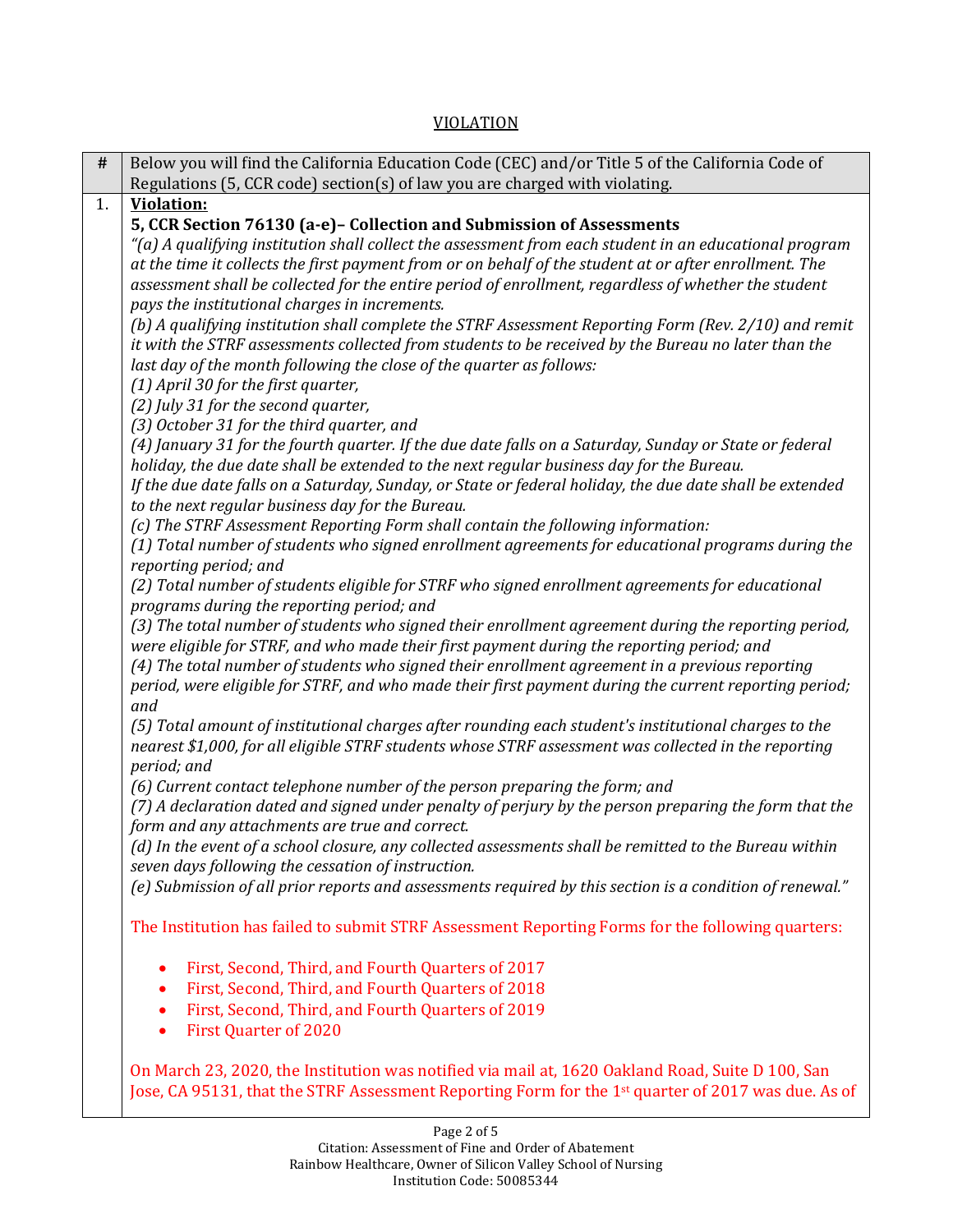<u>VIOLATION</u>

| # | Below you will find the California Education Code (CEC) and/or Title 5 of the California Code of Regulations (5, CCR code) section(s) of law you are charged with violating. |
|---|---|
| 1. | **<u>Violation:</u>**<br>**5, CCR Section 76130 (a-e)– Collection and Submission of Assessments**<br>*"(a) A qualifying institution shall collect the assessment from each student in an educational program at the time it collects the first payment from or on behalf of the student at or after enrollment. The assessment shall be collected for the entire period of enrollment, regardless of whether the student pays the institutional charges in increments.*<br>*(b) A qualifying institution shall complete the STRF Assessment Reporting Form (Rev. 2/10) and remit it with the STRF assessments collected from students to be received by the Bureau no later than the last day of the month following the close of the quarter as follows:*<br>*(1) April 30 for the first quarter,*<br>*(2) July 31 for the second quarter,*<br>*(3) October 31 for the third quarter, and*<br>*(4) January 31 for the fourth quarter. If the due date falls on a Saturday, Sunday or State or federal holiday, the due date shall be extended to the next regular business day for the Bureau.*<br>*If the due date falls on a Saturday, Sunday, or State or federal holiday, the due date shall be extended to the next regular business day for the Bureau.*<br>*(c) The STRF Assessment Reporting Form shall contain the following information:*<br>*(1) Total number of students who signed enrollment agreements for educational programs during the reporting period; and*<br>*(2) Total number of students eligible for STRF who signed enrollment agreements for educational programs during the reporting period; and*<br>*(3) The total number of students who signed their enrollment agreement during the reporting period, were eligible for STRF, and who made their first payment during the reporting period; and*<br>*(4) The total number of students who signed their enrollment agreement in a previous reporting period, were eligible for STRF, and who made their first payment during the current reporting period; and*<br>*(5) Total amount of institutional charges after rounding each student's institutional charges to the nearest $1,000, for all eligible STRF students whose STRF assessment was collected in the reporting period; and*<br>*(6) Current contact telephone number of the person preparing the form; and*<br>*(7) A declaration dated and signed under penalty of perjury by the person preparing the form that the form and any attachments are true and correct.*<br>*(d) In the event of a school closure, any collected assessments shall be remitted to the Bureau within seven days following the cessation of instruction.*<br>*(e) Submission of all prior reports and assessments required by this section is a condition of renewal."*<br><br>The Institution has failed to submit STRF Assessment Reporting Forms for the following quarters:<br><br>• First, Second, Third, and Fourth Quarters of 2017<br>• First, Second, Third, and Fourth Quarters of 2018<br>• First, Second, Third, and Fourth Quarters of 2019<br>• First Quarter of 2020<br><br>On March 23, 2020, the Institution was notified via mail at, 1620 Oakland Road, Suite D 100, San Jose, CA 95131, that the STRF Assessment Reporting Form for the 1st quarter of 2017 was due. As of |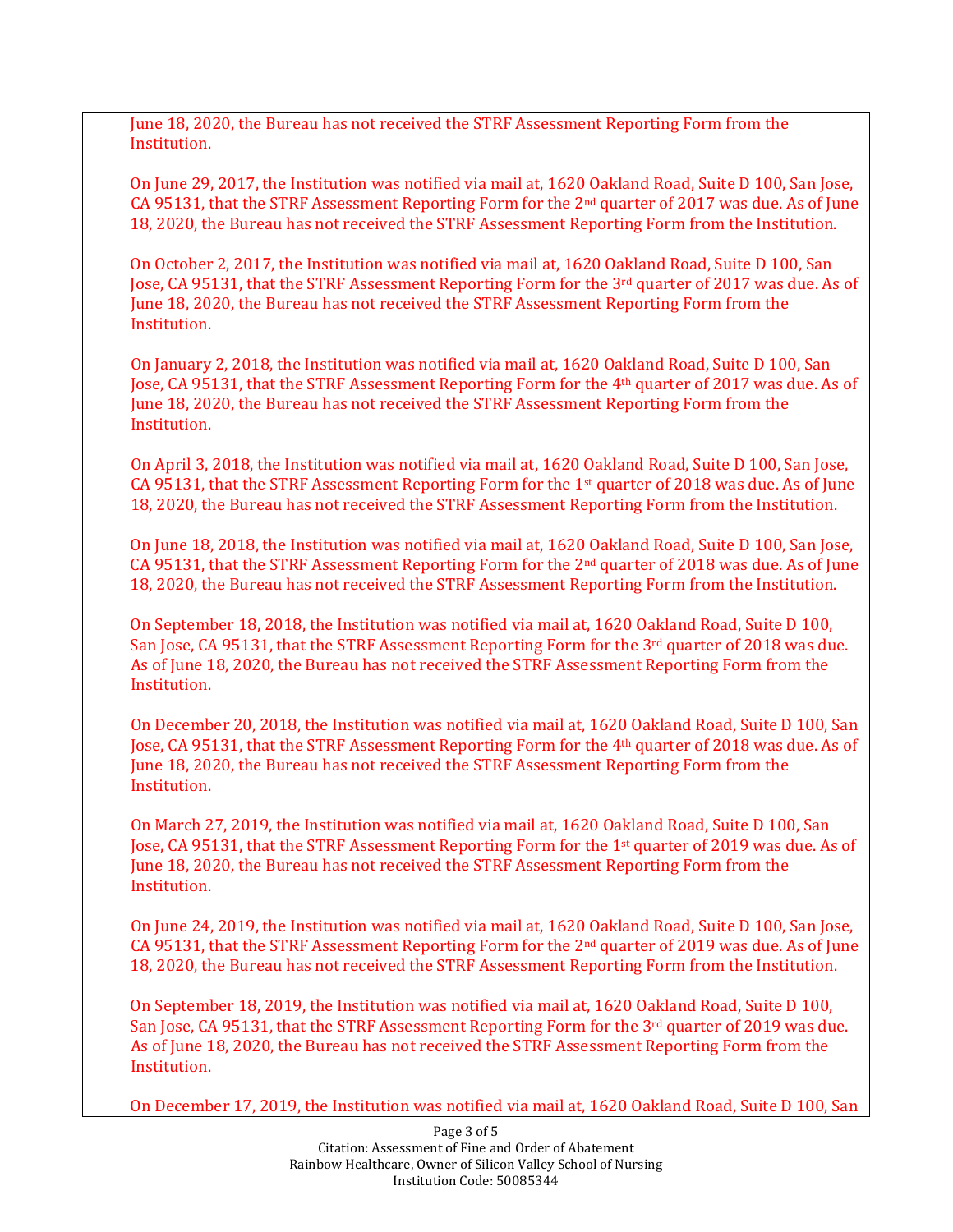June 18, 2020, the Bureau has not received the STRF Assessment Reporting Form from the Institution.

On June 29, 2017, the Institution was notified via mail at, 1620 Oakland Road, Suite D 100, San Jose, CA 95131, that the STRF Assessment Reporting Form for the 2nd quarter of 2017 was due. As of June 18, 2020, the Bureau has not received the STRF Assessment Reporting Form from the Institution.

On October 2, 2017, the Institution was notified via mail at, 1620 Oakland Road, Suite D 100, San Jose, CA 95131, that the STRF Assessment Reporting Form for the 3rd quarter of 2017 was due. As of June 18, 2020, the Bureau has not received the STRF Assessment Reporting Form from the Institution.

On January 2, 2018, the Institution was notified via mail at, 1620 Oakland Road, Suite D 100, San Jose, CA 95131, that the STRF Assessment Reporting Form for the 4th quarter of 2017 was due. As of June 18, 2020, the Bureau has not received the STRF Assessment Reporting Form from the Institution.

On April 3, 2018, the Institution was notified via mail at, 1620 Oakland Road, Suite D 100, San Jose, CA 95131, that the STRF Assessment Reporting Form for the 1st quarter of 2018 was due. As of June 18, 2020, the Bureau has not received the STRF Assessment Reporting Form from the Institution.

On June 18, 2018, the Institution was notified via mail at, 1620 Oakland Road, Suite D 100, San Jose, CA 95131, that the STRF Assessment Reporting Form for the 2nd quarter of 2018 was due. As of June 18, 2020, the Bureau has not received the STRF Assessment Reporting Form from the Institution.

On September 18, 2018, the Institution was notified via mail at, 1620 Oakland Road, Suite D 100, San Jose, CA 95131, that the STRF Assessment Reporting Form for the 3rd quarter of 2018 was due. As of June 18, 2020, the Bureau has not received the STRF Assessment Reporting Form from the Institution.

On December 20, 2018, the Institution was notified via mail at, 1620 Oakland Road, Suite D 100, San Jose, CA 95131, that the STRF Assessment Reporting Form for the 4th quarter of 2018 was due. As of June 18, 2020, the Bureau has not received the STRF Assessment Reporting Form from the Institution.

On March 27, 2019, the Institution was notified via mail at, 1620 Oakland Road, Suite D 100, San Jose, CA 95131, that the STRF Assessment Reporting Form for the 1st quarter of 2019 was due. As of June 18, 2020, the Bureau has not received the STRF Assessment Reporting Form from the Institution.

On June 24, 2019, the Institution was notified via mail at, 1620 Oakland Road, Suite D 100, San Jose, CA 95131, that the STRF Assessment Reporting Form for the 2nd quarter of 2019 was due. As of June 18, 2020, the Bureau has not received the STRF Assessment Reporting Form from the Institution.

On September 18, 2019, the Institution was notified via mail at, 1620 Oakland Road, Suite D 100, San Jose, CA 95131, that the STRF Assessment Reporting Form for the 3rd quarter of 2019 was due. As of June 18, 2020, the Bureau has not received the STRF Assessment Reporting Form from the Institution.

On December 17, 2019, the Institution was notified via mail at, 1620 Oakland Road, Suite D 100, San

Citation: Assessment of Fine and Order of Abatement
Rainbow Healthcare, Owner of Silicon Valley School of Nursing
Institution Code: 50085344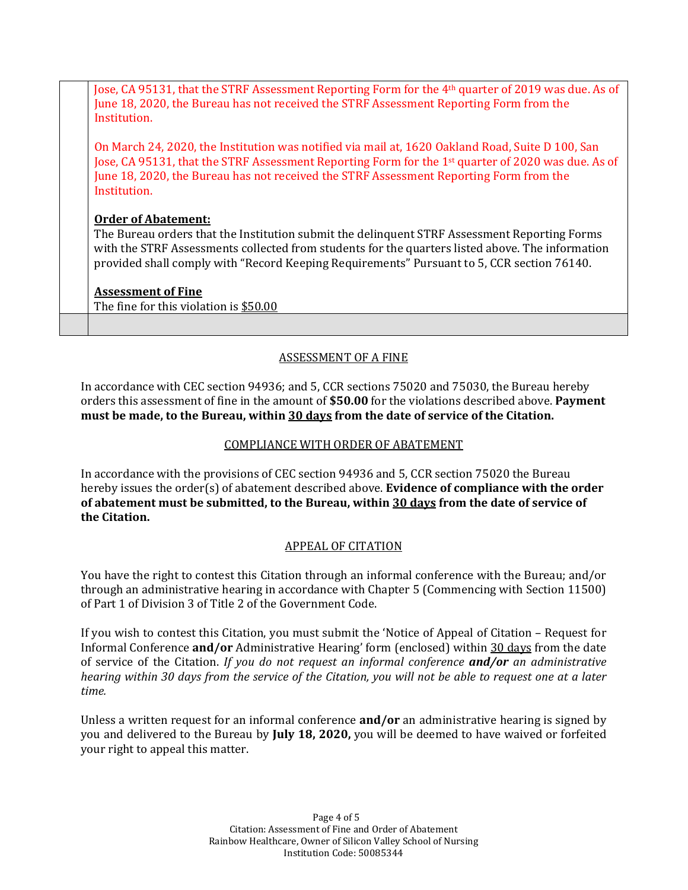| | |
|---|---|
| | Jose, CA 95131, that the STRF Assessment Reporting Form for the 4th quarter of 2019 was due. As of June 18, 2020, the Bureau has not received the STRF Assessment Reporting Form from the Institution.<br><br>On March 24, 2020, the Institution was notified via mail at, 1620 Oakland Road, Suite D 100, San Jose, CA 95131, that the STRF Assessment Reporting Form for the 1st quarter of 2020 was due. As of June 18, 2020, the Bureau has not received the STRF Assessment Reporting Form from the Institution.<br><br>**Order of Abatement:**<br>The Bureau orders that the Institution submit the delinquent STRF Assessment Reporting Forms with the STRF Assessments collected from students for the quarters listed above. The information provided shall comply with "Record Keeping Requirements" Pursuant to 5, CCR section 76140.<br><br>**Assessment of Fine**<br>The fine for this violation is $50.00 |
| | |

## ASSESSMENT OF A FINE

In accordance with CEC section 94936; and 5, CCR sections 75020 and 75030, the Bureau hereby orders this assessment of fine in the amount of **$50.00** for the violations described above. **Payment must be made, to the Bureau, within 30 days from the date of service of the Citation.**

## COMPLIANCE WITH ORDER OF ABATEMENT

In accordance with the provisions of CEC section 94936 and 5, CCR section 75020 the Bureau hereby issues the order(s) of abatement described above. **Evidence of compliance with the order of abatement must be submitted, to the Bureau, within 30 days from the date of service of the Citation.**

## APPEAL OF CITATION

You have the right to contest this Citation through an informal conference with the Bureau; and/or through an administrative hearing in accordance with Chapter 5 (Commencing with Section 11500) of Part 1 of Division 3 of Title 2 of the Government Code.

If you wish to contest this Citation, you must submit the 'Notice of Appeal of Citation – Request for Informal Conference **and/or** Administrative Hearing' form (enclosed) within 30 days from the date of service of the Citation. *If you do not request an informal conference **and/or** an administrative hearing within 30 days from the service of the Citation, you will not be able to request one at a later time.*

Unless a written request for an informal conference **and/or** an administrative hearing is signed by you and delivered to the Bureau by **July 18, 2020,** you will be deemed to have waived or forfeited your right to appeal this matter.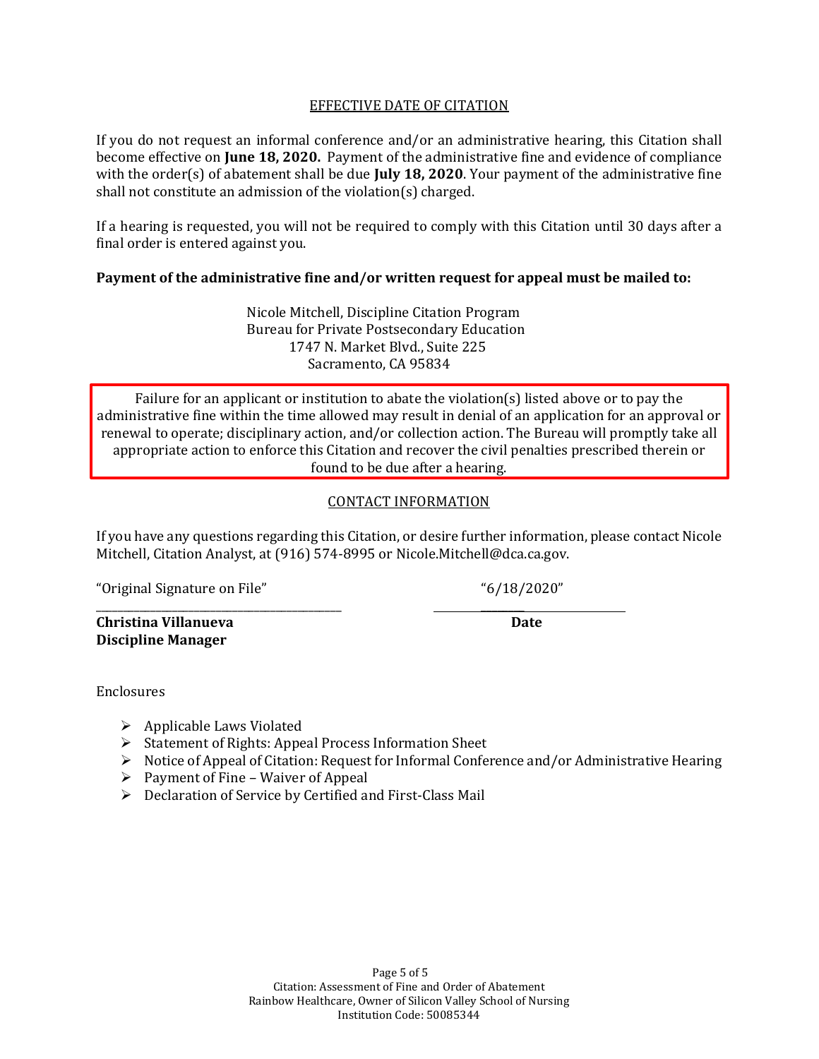## EFFECTIVE DATE OF CITATION

If you do not request an informal conference and/or an administrative hearing, this Citation shall become effective on **June 18, 2020.** Payment of the administrative fine and evidence of compliance with the order(s) of abatement shall be due **July 18, 2020**. Your payment of the administrative fine shall not constitute an admission of the violation(s) charged.

If a hearing is requested, you will not be required to comply with this Citation until 30 days after a final order is entered against you.

**Payment of the administrative fine and/or written request for appeal must be mailed to:**

Nicole Mitchell, Discipline Citation Program
Bureau for Private Postsecondary Education
1747 N. Market Blvd., Suite 225
Sacramento, CA 95834

Failure for an applicant or institution to abate the violation(s) listed above or to pay the administrative fine within the time allowed may result in denial of an application for an approval or renewal to operate; disciplinary action, and/or collection action. The Bureau will promptly take all appropriate action to enforce this Citation and recover the civil penalties prescribed therein or found to be due after a hearing.

## CONTACT INFORMATION

If you have any questions regarding this Citation, or desire further information, please contact Nicole Mitchell, Citation Analyst, at (916) 574-8995 or Nicole.Mitchell@dca.ca.gov.

"Original Signature on File" "6/18/2020"

**Christina Villanueva** **Date**
**Discipline Manager**

Enclosures

- Applicable Laws Violated
- Statement of Rights: Appeal Process Information Sheet
- Notice of Appeal of Citation: Request for Informal Conference and/or Administrative Hearing
- Payment of Fine – Waiver of Appeal
- Declaration of Service by Certified and First-Class Mail